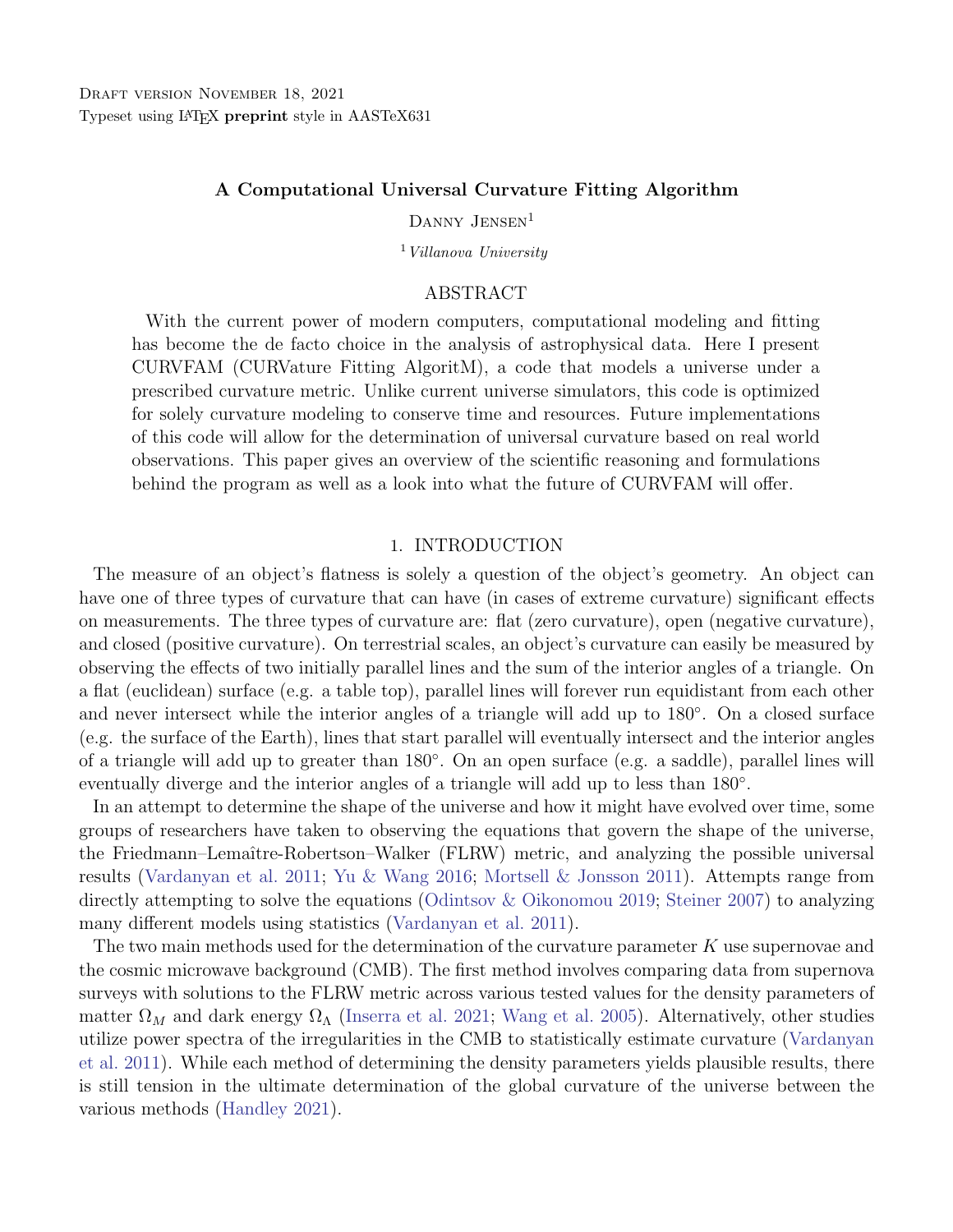Draft version November 18, 2021
Typeset using LATEX **preprint** style in AASTeX631

# A Computational Universal Curvature Fitting Algorithm

Danny Jensen[1]

[1] *Villanova University*

## ABSTRACT

With the current power of modern computers, computational modeling and fitting has become the de facto choice in the analysis of astrophysical data. Here I present CURVFAM (CURVature Fitting AlgoritM), a code that models a universe under a prescribed curvature metric. Unlike current universe simulators, this code is optimized for solely curvature modeling to conserve time and resources. Future implementations of this code will allow for the determination of universal curvature based on real world observations. This paper gives an overview of the scientific reasoning and formulations behind the program as well as a look into what the future of CURVFAM will offer.

## 1. INTRODUCTION

The measure of an object's flatness is solely a question of the object's geometry. An object can have one of three types of curvature that can have (in cases of extreme curvature) significant effects on measurements. The three types of curvature are: flat (zero curvature), open (negative curvature), and closed (positive curvature). On terrestrial scales, an object's curvature can easily be measured by observing the effects of two initially parallel lines and the sum of the interior angles of a triangle. On a flat (euclidean) surface (e.g. a table top), parallel lines will forever run equidistant from each other and never intersect while the interior angles of a triangle will add up to 180°. On a closed surface (e.g. the surface of the Earth), lines that start parallel will eventually intersect and the interior angles of a triangle will add up to greater than 180°. On an open surface (e.g. a saddle), parallel lines will eventually diverge and the interior angles of a triangle will add up to less than 180°.

In an attempt to determine the shape of the universe and how it might have evolved over time, some groups of researchers have taken to observing the equations that govern the shape of the universe, the Friedmann–Lemaître-Robertson–Walker (FLRW) metric, and analyzing the possible universal results (Vardanyan et al. 2011; Yu & Wang 2016; Mortsell & Jonsson 2011). Attempts range from directly attempting to solve the equations (Odintsov & Oikonomou 2019; Steiner 2007) to analyzing many different models using statistics (Vardanyan et al. 2011).

The two main methods used for the determination of the curvature parameter $K$ use supernovae and the cosmic microwave background (CMB). The first method involves comparing data from supernova surveys with solutions to the FLRW metric across various tested values for the density parameters of matter $\Omega_M$ and dark energy $\Omega_\Lambda$ (Inserra et al. 2021; Wang et al. 2005). Alternatively, other studies utilize power spectra of the irregularities in the CMB to statistically estimate curvature (Vardanyan et al. 2011). While each method of determining the density parameters yields plausible results, there is still tension in the ultimate determination of the global curvature of the universe between the various methods (Handley 2021).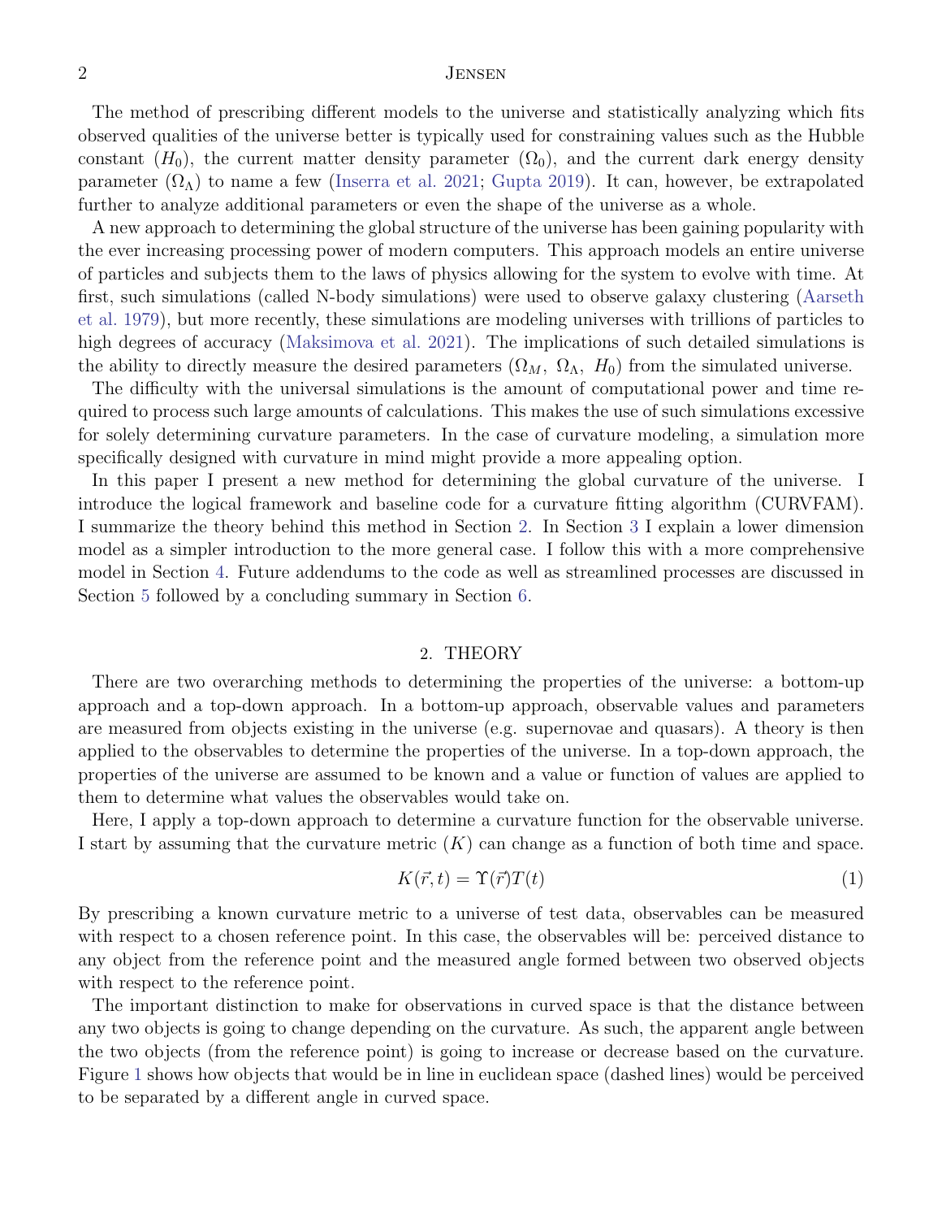The method of prescribing different models to the universe and statistically analyzing which fits observed qualities of the universe better is typically used for constraining values such as the Hubble constant ($H_0$), the current matter density parameter ($\Omega_0$), and the current dark energy density parameter ($\Omega_\Lambda$) to name a few (Inserra et al. 2021; Gupta 2019). It can, however, be extrapolated further to analyze additional parameters or even the shape of the universe as a whole.

A new approach to determining the global structure of the universe has been gaining popularity with the ever increasing processing power of modern computers. This approach models an entire universe of particles and subjects them to the laws of physics allowing for the system to evolve with time. At first, such simulations (called N-body simulations) were used to observe galaxy clustering (Aarseth et al. 1979), but more recently, these simulations are modeling universes with trillions of particles to high degrees of accuracy (Maksimova et al. 2021). The implications of such detailed simulations is the ability to directly measure the desired parameters ($\Omega_M,\ \Omega_\Lambda,\ H_0$) from the simulated universe.

The difficulty with the universal simulations is the amount of computational power and time required to process such large amounts of calculations. This makes the use of such simulations excessive for solely determining curvature parameters. In the case of curvature modeling, a simulation more specifically designed with curvature in mind might provide a more appealing option.

In this paper I present a new method for determining the global curvature of the universe. I introduce the logical framework and baseline code for a curvature fitting algorithm (CURVFAM). I summarize the theory behind this method in Section 2. In Section 3 I explain a lower dimension model as a simpler introduction to the more general case. I follow this with a more comprehensive model in Section 4. Future addendums to the code as well as streamlined processes are discussed in Section 5 followed by a concluding summary in Section 6.

## 2. THEORY

There are two overarching methods to determining the properties of the universe: a bottom-up approach and a top-down approach. In a bottom-up approach, observable values and parameters are measured from objects existing in the universe (e.g. supernovae and quasars). A theory is then applied to the observables to determine the properties of the universe. In a top-down approach, the properties of the universe are assumed to be known and a value or function of values are applied to them to determine what values the observables would take on.

Here, I apply a top-down approach to determine a curvature function for the observable universe. I start by assuming that the curvature metric ($K$) can change as a function of both time and space.

$$K(\vec{r},t) = \Upsilon(\vec{r})T(t) \tag{1}$$

By prescribing a known curvature metric to a universe of test data, observables can be measured with respect to a chosen reference point. In this case, the observables will be: perceived distance to any object from the reference point and the measured angle formed between two observed objects with respect to the reference point.

The important distinction to make for observations in curved space is that the distance between any two objects is going to change depending on the curvature. As such, the apparent angle between the two objects (from the reference point) is going to increase or decrease based on the curvature. Figure 1 shows how objects that would be in line in euclidean space (dashed lines) would be perceived to be separated by a different angle in curved space.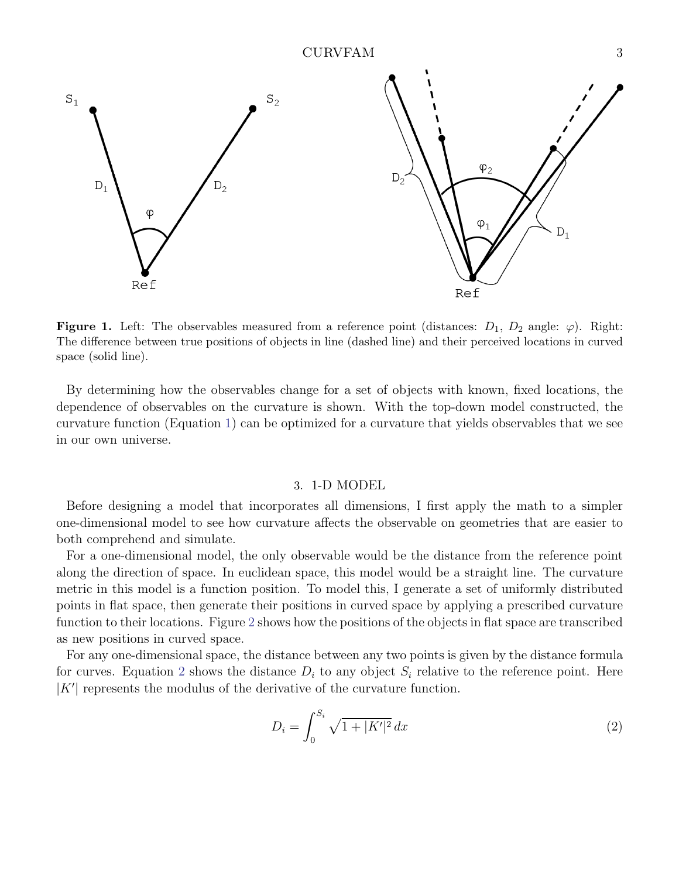**Figure 1.** Left: The observables measured from a reference point (distances: $D_1$, $D_2$ angle: $\varphi$). Right: The difference between true positions of objects in line (dashed line) and their perceived locations in curved space (solid line).

By determining how the observables change for a set of objects with known, fixed locations, the dependence of observables on the curvature is shown. With the top-down model constructed, the curvature function (Equation 1) can be optimized for a curvature that yields observables that we see in our own universe.

## 3. 1-D MODEL

Before designing a model that incorporates all dimensions, I first apply the math to a simpler one-dimensional model to see how curvature affects the observable on geometries that are easier to both comprehend and simulate.

For a one-dimensional model, the only observable would be the distance from the reference point along the direction of space. In euclidean space, this model would be a straight line. The curvature metric in this model is a function position. To model this, I generate a set of uniformly distributed points in flat space, then generate their positions in curved space by applying a prescribed curvature function to their locations. Figure 2 shows how the positions of the objects in flat space are transcribed as new positions in curved space.

For any one-dimensional space, the distance between any two points is given by the distance formula for curves. Equation 2 shows the distance $D_i$ to any object $S_i$ relative to the reference point. Here $|K'|$ represents the modulus of the derivative of the curvature function.

$$D_i = \int_0^{S_i} \sqrt{1 + |K'|^2} \, dx \tag{2}$$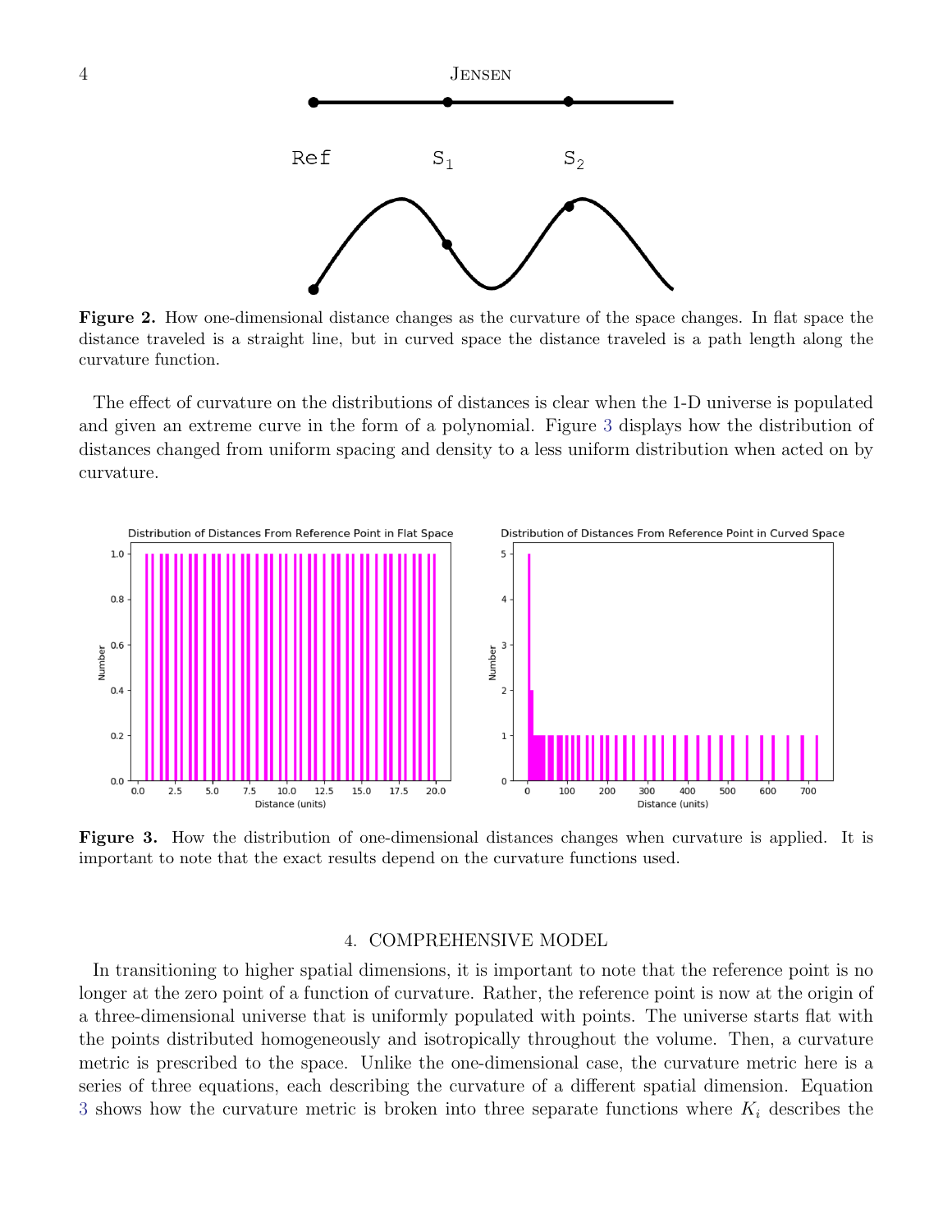Figure 2. How one-dimensional distance changes as the curvature of the space changes. In flat space the distance traveled is a straight line, but in curved space the distance traveled is a path length along the curvature function.

The effect of curvature on the distributions of distances is clear when the 1-D universe is populated and given an extreme curve in the form of a polynomial. Figure 3 displays how the distribution of distances changed from uniform spacing and density to a less uniform distribution when acted on by curvature.

Figure 3. How the distribution of one-dimensional distances changes when curvature is applied. It is important to note that the exact results depend on the curvature functions used.

## 4. COMPREHENSIVE MODEL

In transitioning to higher spatial dimensions, it is important to note that the reference point is no longer at the zero point of a function of curvature. Rather, the reference point is now at the origin of a three-dimensional universe that is uniformly populated with points. The universe starts flat with the points distributed homogeneously and isotropically throughout the volume. Then, a curvature metric is prescribed to the space. Unlike the one-dimensional case, the curvature metric here is a series of three equations, each describing the curvature of a different spatial dimension. Equation 3 shows how the curvature metric is broken into three separate functions where $K_i$ describes the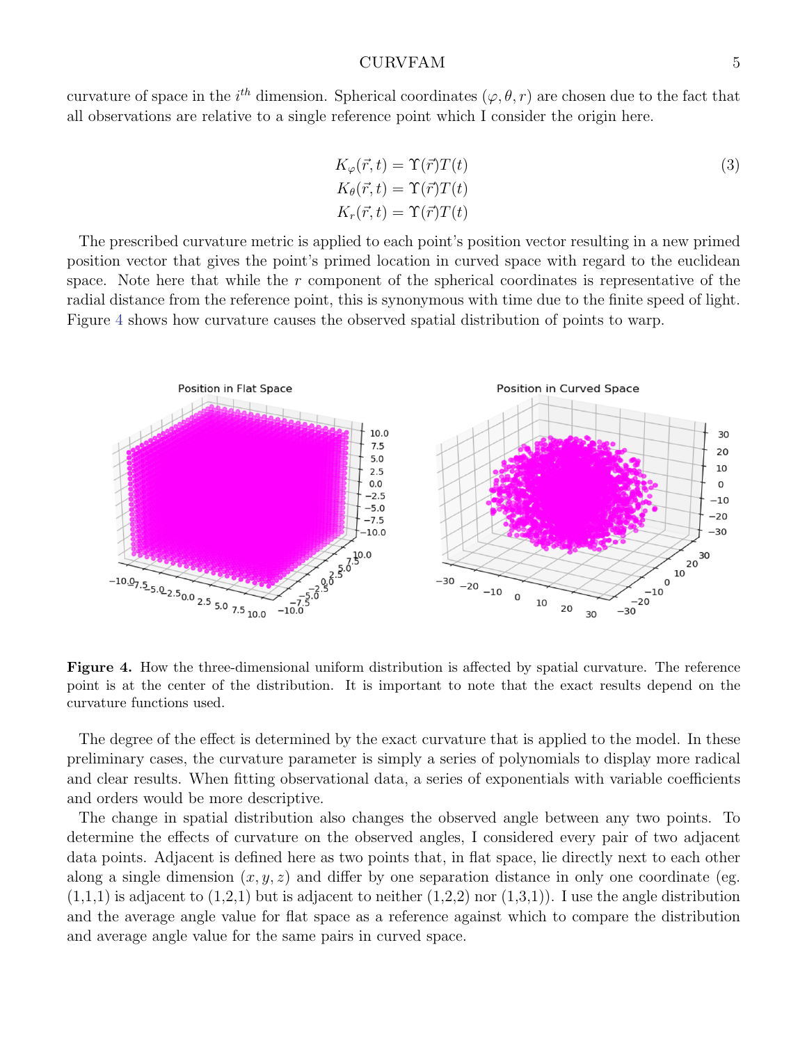curvature of space in the $i^{th}$ dimension. Spherical coordinates $(\varphi, \theta, r)$ are chosen due to the fact that all observations are relative to a single reference point which I consider the origin here.

$$
\begin{aligned}
K_\varphi(\vec{r}, t) &= \Upsilon(\vec{r})T(t) \\
K_\theta(\vec{r}, t) &= \Upsilon(\vec{r})T(t) \\
K_r(\vec{r}, t) &= \Upsilon(\vec{r})T(t)
\end{aligned}
\tag{3}
$$

The prescribed curvature metric is applied to each point's position vector resulting in a new primed position vector that gives the point's primed location in curved space with regard to the euclidean space. Note here that while the $r$ component of the spherical coordinates is representative of the radial distance from the reference point, this is synonymous with time due to the finite speed of light. Figure 4 shows how curvature causes the observed spatial distribution of points to warp.

**Figure 4.** How the three-dimensional uniform distribution is affected by spatial curvature. The reference point is at the center of the distribution. It is important to note that the exact results depend on the curvature functions used.

The degree of the effect is determined by the exact curvature that is applied to the model. In these preliminary cases, the curvature parameter is simply a series of polynomials to display more radical and clear results. When fitting observational data, a series of exponentials with variable coefficients and orders would be more descriptive.

The change in spatial distribution also changes the observed angle between any two points. To determine the effects of curvature on the observed angles, I considered every pair of two adjacent data points. Adjacent is defined here as two points that, in flat space, lie directly next to each other along a single dimension $(x, y, z)$ and differ by one separation distance in only one coordinate (eg. (1,1,1) is adjacent to (1,2,1) but is adjacent to neither (1,2,2) nor (1,3,1)). I use the angle distribution and the average angle value for flat space as a reference against which to compare the distribution and average angle value for the same pairs in curved space.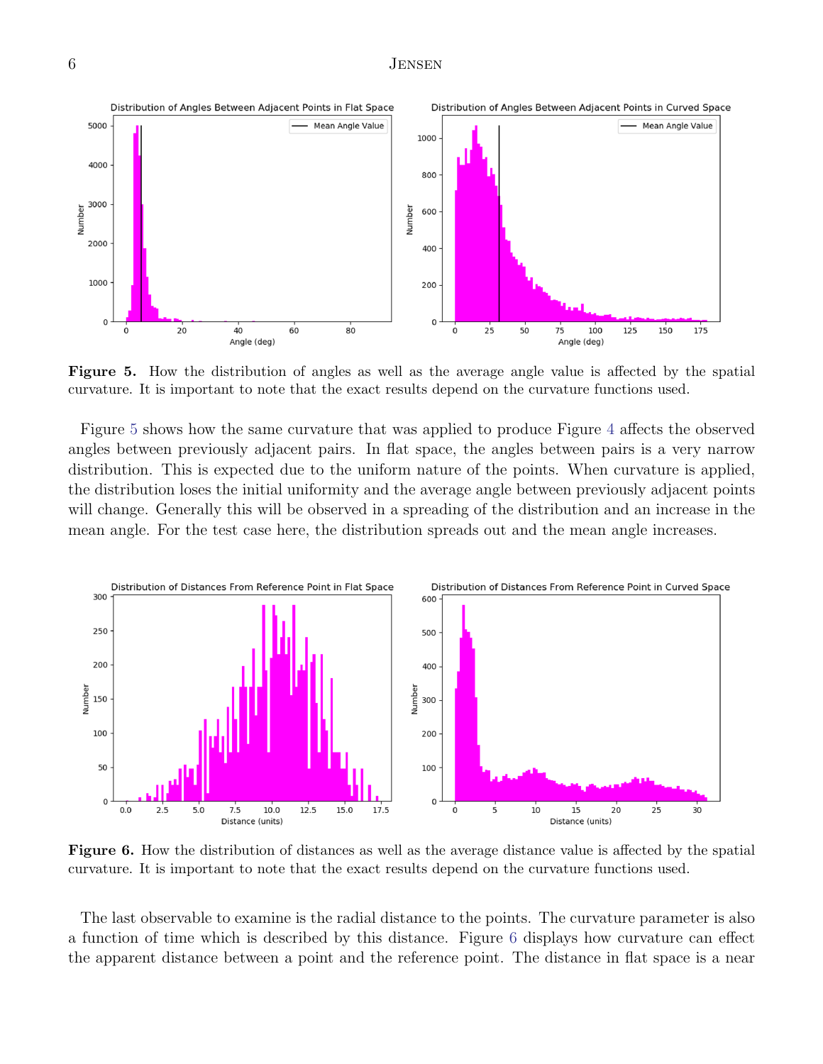**Figure 5.** How the distribution of angles as well as the average angle value is affected by the spatial curvature. It is important to note that the exact results depend on the curvature functions used.

Figure 5 shows how the same curvature that was applied to produce Figure 4 affects the observed angles between previously adjacent pairs. In flat space, the angles between pairs is a very narrow distribution. This is expected due to the uniform nature of the points. When curvature is applied, the distribution loses the initial uniformity and the average angle between previously adjacent points will change. Generally this will be observed in a spreading of the distribution and an increase in the mean angle. For the test case here, the distribution spreads out and the mean angle increases.

**Figure 6.** How the distribution of distances as well as the average distance value is affected by the spatial curvature. It is important to note that the exact results depend on the curvature functions used.

The last observable to examine is the radial distance to the points. The curvature parameter is also a function of time which is described by this distance. Figure 6 displays how curvature can effect the apparent distance between a point and the reference point. The distance in flat space is a near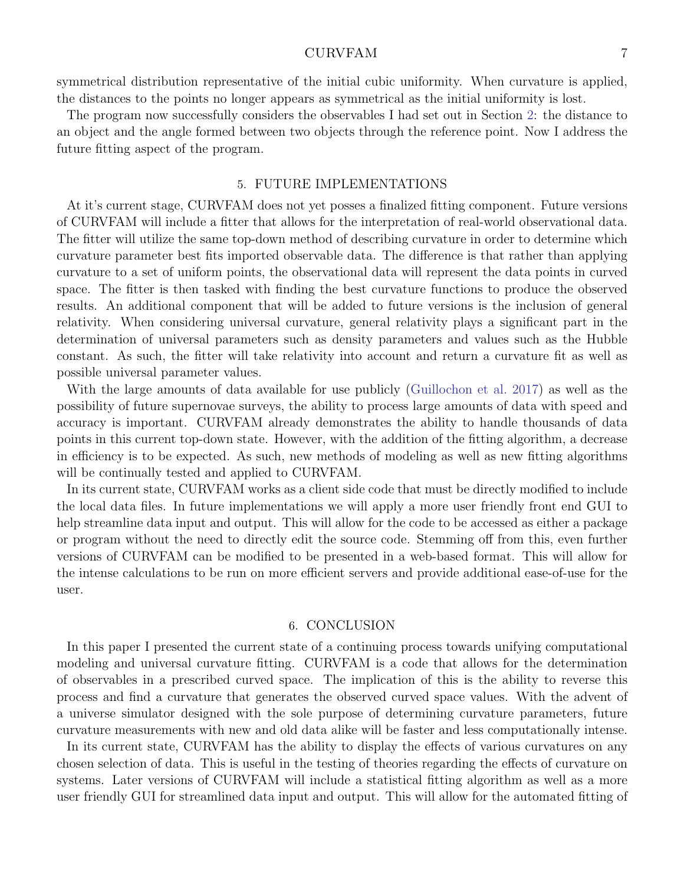symmetrical distribution representative of the initial cubic uniformity. When curvature is applied, the distances to the points no longer appears as symmetrical as the initial uniformity is lost.

The program now successfully considers the observables I had set out in Section 2: the distance to an object and the angle formed between two objects through the reference point. Now I address the future fitting aspect of the program.

## 5. FUTURE IMPLEMENTATIONS

At it's current stage, CURVFAM does not yet posses a finalized fitting component. Future versions of CURVFAM will include a fitter that allows for the interpretation of real-world observational data. The fitter will utilize the same top-down method of describing curvature in order to determine which curvature parameter best fits imported observable data. The difference is that rather than applying curvature to a set of uniform points, the observational data will represent the data points in curved space. The fitter is then tasked with finding the best curvature functions to produce the observed results. An additional component that will be added to future versions is the inclusion of general relativity. When considering universal curvature, general relativity plays a significant part in the determination of universal parameters such as density parameters and values such as the Hubble constant. As such, the fitter will take relativity into account and return a curvature fit as well as possible universal parameter values.

With the large amounts of data available for use publicly (Guillochon et al. 2017) as well as the possibility of future supernovae surveys, the ability to process large amounts of data with speed and accuracy is important. CURVFAM already demonstrates the ability to handle thousands of data points in this current top-down state. However, with the addition of the fitting algorithm, a decrease in efficiency is to be expected. As such, new methods of modeling as well as new fitting algorithms will be continually tested and applied to CURVFAM.

In its current state, CURVFAM works as a client side code that must be directly modified to include the local data files. In future implementations we will apply a more user friendly front end GUI to help streamline data input and output. This will allow for the code to be accessed as either a package or program without the need to directly edit the source code. Stemming off from this, even further versions of CURVFAM can be modified to be presented in a web-based format. This will allow for the intense calculations to be run on more efficient servers and provide additional ease-of-use for the user.

## 6. CONCLUSION

In this paper I presented the current state of a continuing process towards unifying computational modeling and universal curvature fitting. CURVFAM is a code that allows for the determination of observables in a prescribed curved space. The implication of this is the ability to reverse this process and find a curvature that generates the observed curved space values. With the advent of a universe simulator designed with the sole purpose of determining curvature parameters, future curvature measurements with new and old data alike will be faster and less computationally intense.

In its current state, CURVFAM has the ability to display the effects of various curvatures on any chosen selection of data. This is useful in the testing of theories regarding the effects of curvature on systems. Later versions of CURVFAM will include a statistical fitting algorithm as well as a more user friendly GUI for streamlined data input and output. This will allow for the automated fitting of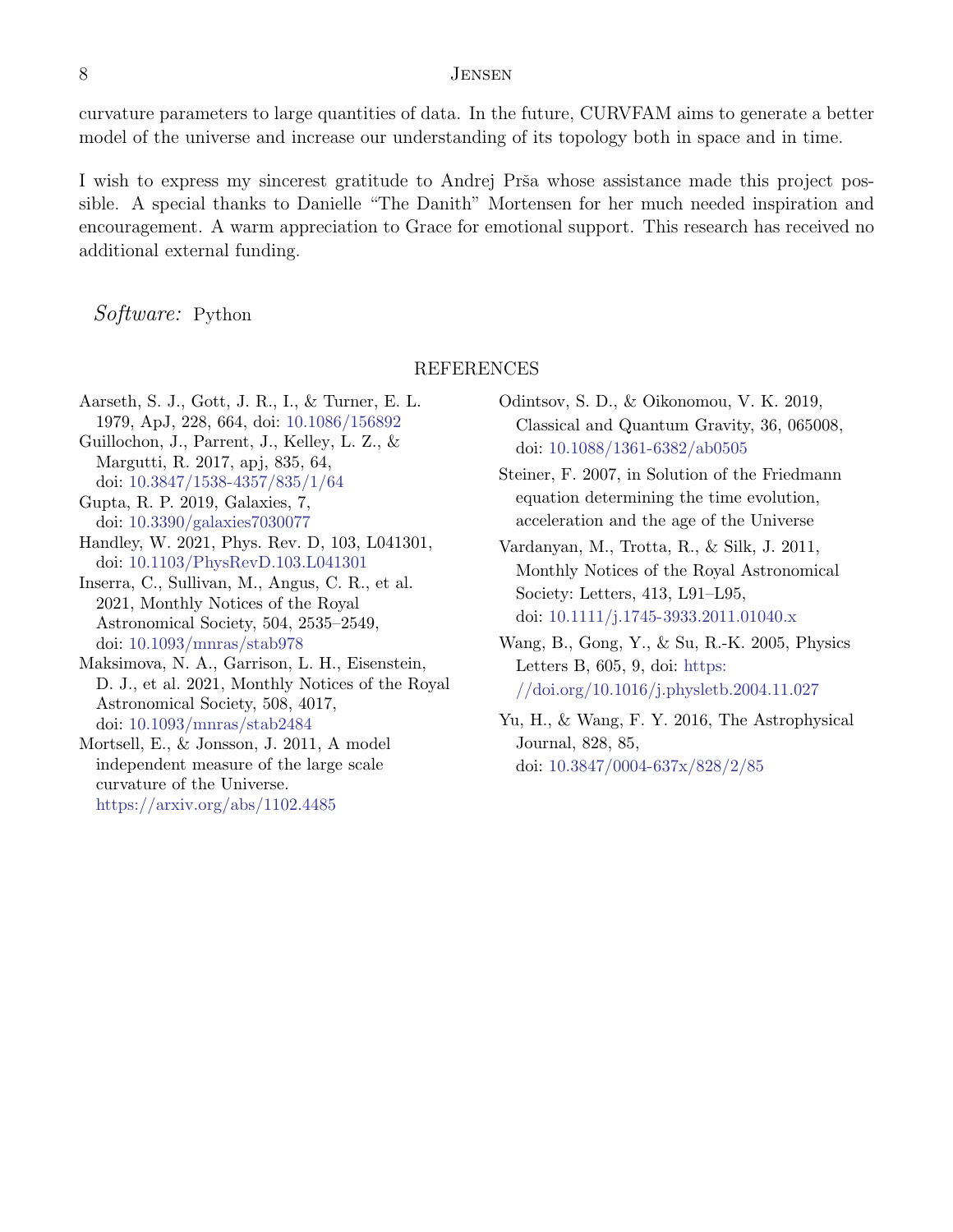curvature parameters to large quantities of data. In the future, CURVFAM aims to generate a better model of the universe and increase our understanding of its topology both in space and in time.

I wish to express my sincerest gratitude to Andrej Prša whose assistance made this project possible. A special thanks to Danielle "The Danith" Mortensen for her much needed inspiration and encouragement. A warm appreciation to Grace for emotional support. This research has received no additional external funding.

*Software:* Python

## REFERENCES

Aarseth, S. J., Gott, J. R., I., & Turner, E. L. 1979, ApJ, 228, 664, doi: 10.1086/156892

Guillochon, J., Parrent, J., Kelley, L. Z., & Margutti, R. 2017, apj, 835, 64, doi: 10.3847/1538-4357/835/1/64

Gupta, R. P. 2019, Galaxies, 7, doi: 10.3390/galaxies7030077

Handley, W. 2021, Phys. Rev. D, 103, L041301, doi: 10.1103/PhysRevD.103.L041301

Inserra, C., Sullivan, M., Angus, C. R., et al. 2021, Monthly Notices of the Royal Astronomical Society, 504, 2535–2549, doi: 10.1093/mnras/stab978

Maksimova, N. A., Garrison, L. H., Eisenstein, D. J., et al. 2021, Monthly Notices of the Royal Astronomical Society, 508, 4017, doi: 10.1093/mnras/stab2484

Mortsell, E., & Jonsson, J. 2011, A model independent measure of the large scale curvature of the Universe. https://arxiv.org/abs/1102.4485

Odintsov, S. D., & Oikonomou, V. K. 2019, Classical and Quantum Gravity, 36, 065008, doi: 10.1088/1361-6382/ab0505

Steiner, F. 2007, in Solution of the Friedmann equation determining the time evolution, acceleration and the age of the Universe

Vardanyan, M., Trotta, R., & Silk, J. 2011, Monthly Notices of the Royal Astronomical Society: Letters, 413, L91–L95, doi: 10.1111/j.1745-3933.2011.01040.x

Wang, B., Gong, Y., & Su, R.-K. 2005, Physics Letters B, 605, 9, doi: https://doi.org/10.1016/j.physletb.2004.11.027

Yu, H., & Wang, F. Y. 2016, The Astrophysical Journal, 828, 85, doi: 10.3847/0004-637x/828/2/85